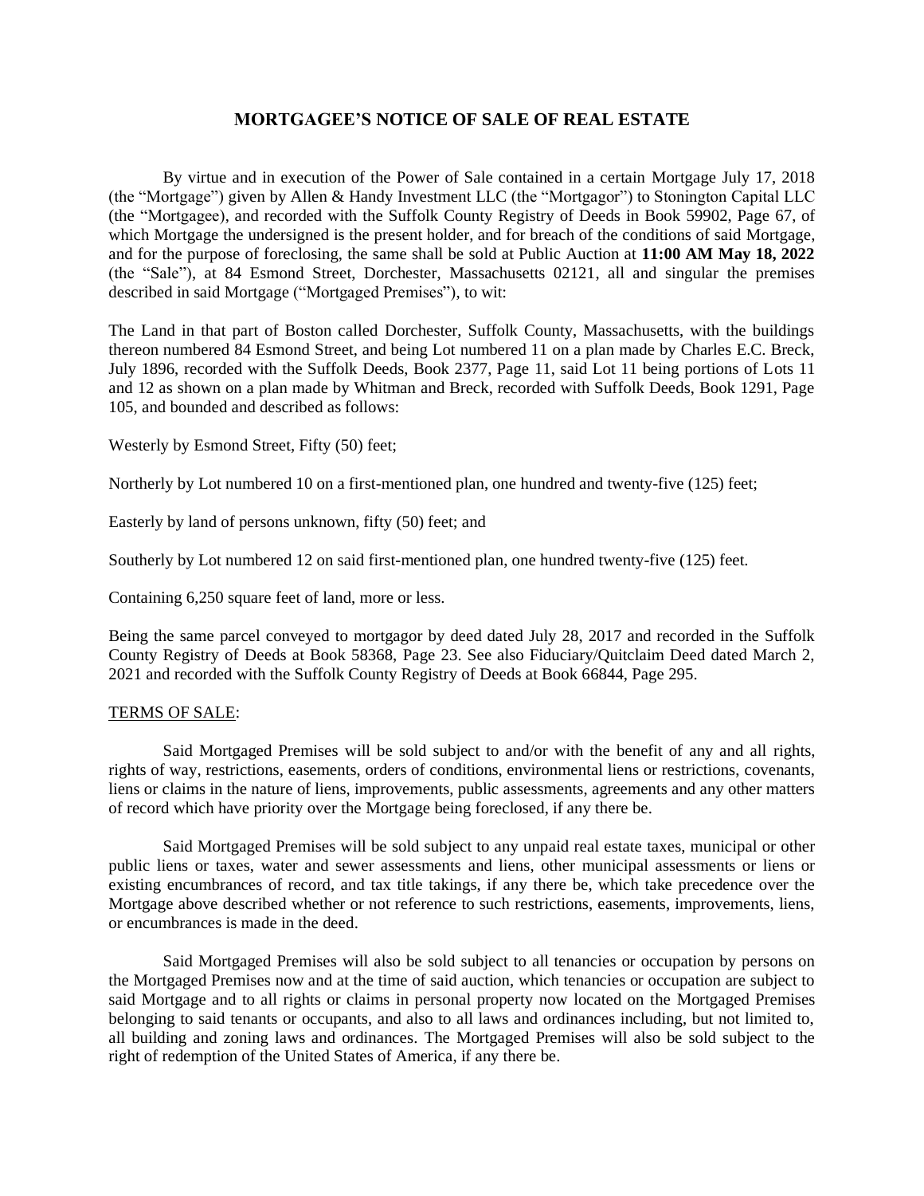# MORTGAGEE'S NOTICE OF SALE OF REAL ESTATE

By virtue and in execution of the Power of Sale contained in a certain Mortgage July 17, 2018 (the "Mortgage") given by Allen & Handy Investment LLC (the "Mortgagor") to Stonington Capital LLC (the "Mortgagee), and recorded with the Suffolk County Registry of Deeds in Book 59902, Page 67, of which Mortgage the undersigned is the present holder, and for breach of the conditions of said Mortgage, and for the purpose of foreclosing, the same shall be sold at Public Auction at **11:00 AM May 18, 2022** (the "Sale"), at 84 Esmond Street, Dorchester, Massachusetts 02121, all and singular the premises described in said Mortgage ("Mortgaged Premises"), to wit:

The Land in that part of Boston called Dorchester, Suffolk County, Massachusetts, with the buildings thereon numbered 84 Esmond Street, and being Lot numbered 11 on a plan made by Charles E.C. Breck, July 1896, recorded with the Suffolk Deeds, Book 2377, Page 11, said Lot 11 being portions of Lots 11 and 12 as shown on a plan made by Whitman and Breck, recorded with Suffolk Deeds, Book 1291, Page 105, and bounded and described as follows:

Westerly by Esmond Street, Fifty (50) feet;

Northerly by Lot numbered 10 on a first-mentioned plan, one hundred and twenty-five (125) feet;

Easterly by land of persons unknown, fifty (50) feet; and

Southerly by Lot numbered 12 on said first-mentioned plan, one hundred twenty-five (125) feet.

Containing 6,250 square feet of land, more or less.

Being the same parcel conveyed to mortgagor by deed dated July 28, 2017 and recorded in the Suffolk County Registry of Deeds at Book 58368, Page 23. See also Fiduciary/Quitclaim Deed dated March 2, 2021 and recorded with the Suffolk County Registry of Deeds at Book 66844, Page 295.

TERMS OF SALE:

Said Mortgaged Premises will be sold subject to and/or with the benefit of any and all rights, rights of way, restrictions, easements, orders of conditions, environmental liens or restrictions, covenants, liens or claims in the nature of liens, improvements, public assessments, agreements and any other matters of record which have priority over the Mortgage being foreclosed, if any there be.

Said Mortgaged Premises will be sold subject to any unpaid real estate taxes, municipal or other public liens or taxes, water and sewer assessments and liens, other municipal assessments or liens or existing encumbrances of record, and tax title takings, if any there be, which take precedence over the Mortgage above described whether or not reference to such restrictions, easements, improvements, liens, or encumbrances is made in the deed.

Said Mortgaged Premises will also be sold subject to all tenancies or occupation by persons on the Mortgaged Premises now and at the time of said auction, which tenancies or occupation are subject to said Mortgage and to all rights or claims in personal property now located on the Mortgaged Premises belonging to said tenants or occupants, and also to all laws and ordinances including, but not limited to, all building and zoning laws and ordinances. The Mortgaged Premises will also be sold subject to the right of redemption of the United States of America, if any there be.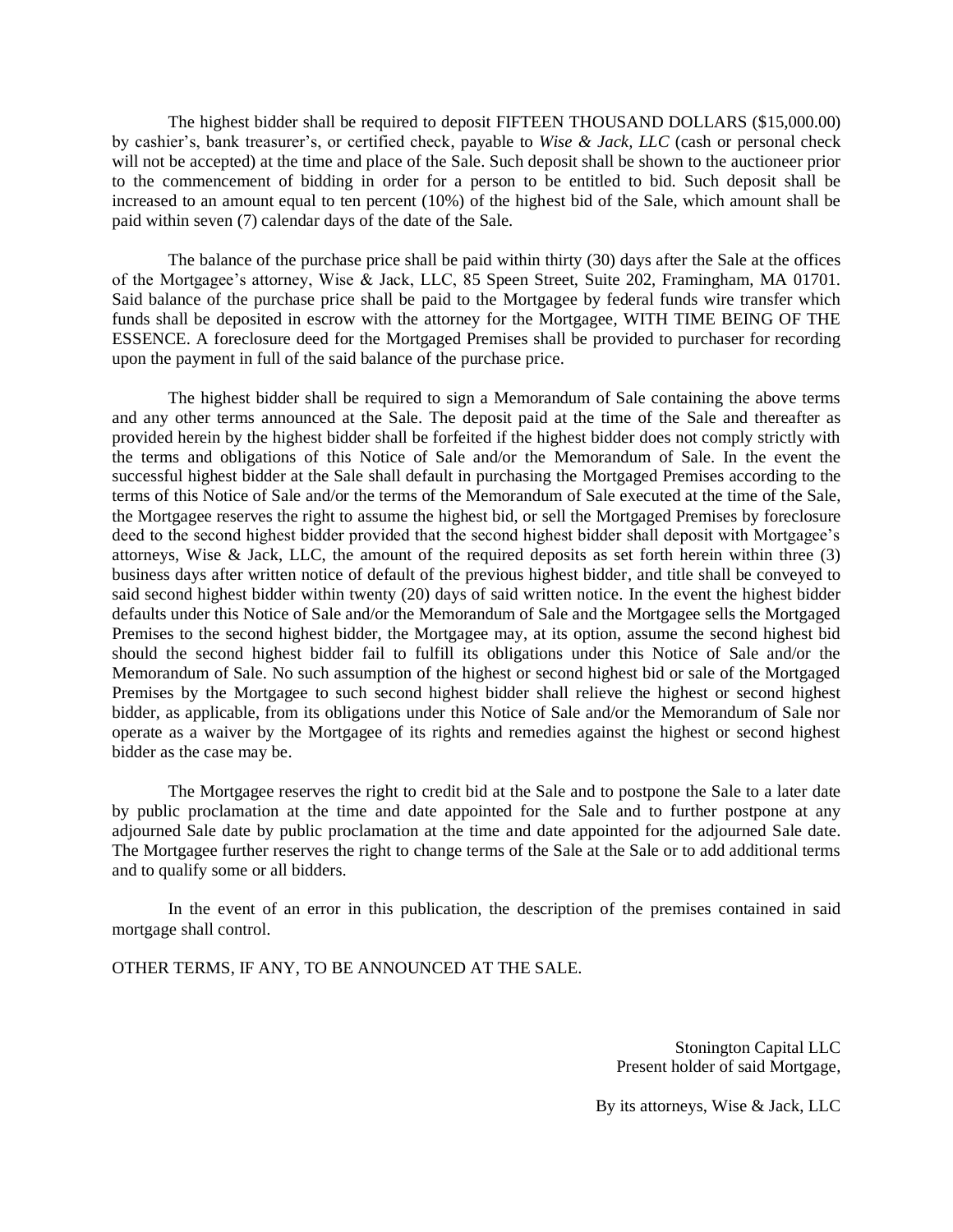The highest bidder shall be required to deposit FIFTEEN THOUSAND DOLLARS ($15,000.00) by cashier's, bank treasurer's, or certified check, payable to *Wise & Jack, LLC* (cash or personal check will not be accepted) at the time and place of the Sale. Such deposit shall be shown to the auctioneer prior to the commencement of bidding in order for a person to be entitled to bid. Such deposit shall be increased to an amount equal to ten percent (10%) of the highest bid of the Sale, which amount shall be paid within seven (7) calendar days of the date of the Sale.

The balance of the purchase price shall be paid within thirty (30) days after the Sale at the offices of the Mortgagee's attorney, Wise & Jack, LLC, 85 Speen Street, Suite 202, Framingham, MA 01701. Said balance of the purchase price shall be paid to the Mortgagee by federal funds wire transfer which funds shall be deposited in escrow with the attorney for the Mortgagee, WITH TIME BEING OF THE ESSENCE. A foreclosure deed for the Mortgaged Premises shall be provided to purchaser for recording upon the payment in full of the said balance of the purchase price.

The highest bidder shall be required to sign a Memorandum of Sale containing the above terms and any other terms announced at the Sale. The deposit paid at the time of the Sale and thereafter as provided herein by the highest bidder shall be forfeited if the highest bidder does not comply strictly with the terms and obligations of this Notice of Sale and/or the Memorandum of Sale. In the event the successful highest bidder at the Sale shall default in purchasing the Mortgaged Premises according to the terms of this Notice of Sale and/or the terms of the Memorandum of Sale executed at the time of the Sale, the Mortgagee reserves the right to assume the highest bid, or sell the Mortgaged Premises by foreclosure deed to the second highest bidder provided that the second highest bidder shall deposit with Mortgagee's attorneys, Wise & Jack, LLC, the amount of the required deposits as set forth herein within three (3) business days after written notice of default of the previous highest bidder, and title shall be conveyed to said second highest bidder within twenty (20) days of said written notice. In the event the highest bidder defaults under this Notice of Sale and/or the Memorandum of Sale and the Mortgagee sells the Mortgaged Premises to the second highest bidder, the Mortgagee may, at its option, assume the second highest bid should the second highest bidder fail to fulfill its obligations under this Notice of Sale and/or the Memorandum of Sale. No such assumption of the highest or second highest bid or sale of the Mortgaged Premises by the Mortgagee to such second highest bidder shall relieve the highest or second highest bidder, as applicable, from its obligations under this Notice of Sale and/or the Memorandum of Sale nor operate as a waiver by the Mortgagee of its rights and remedies against the highest or second highest bidder as the case may be.

The Mortgagee reserves the right to credit bid at the Sale and to postpone the Sale to a later date by public proclamation at the time and date appointed for the Sale and to further postpone at any adjourned Sale date by public proclamation at the time and date appointed for the adjourned Sale date. The Mortgagee further reserves the right to change terms of the Sale at the Sale or to add additional terms and to qualify some or all bidders.

In the event of an error in this publication, the description of the premises contained in said mortgage shall control.

OTHER TERMS, IF ANY, TO BE ANNOUNCED AT THE SALE.

Stonington Capital LLC
Present holder of said Mortgage,

By its attorneys, Wise & Jack, LLC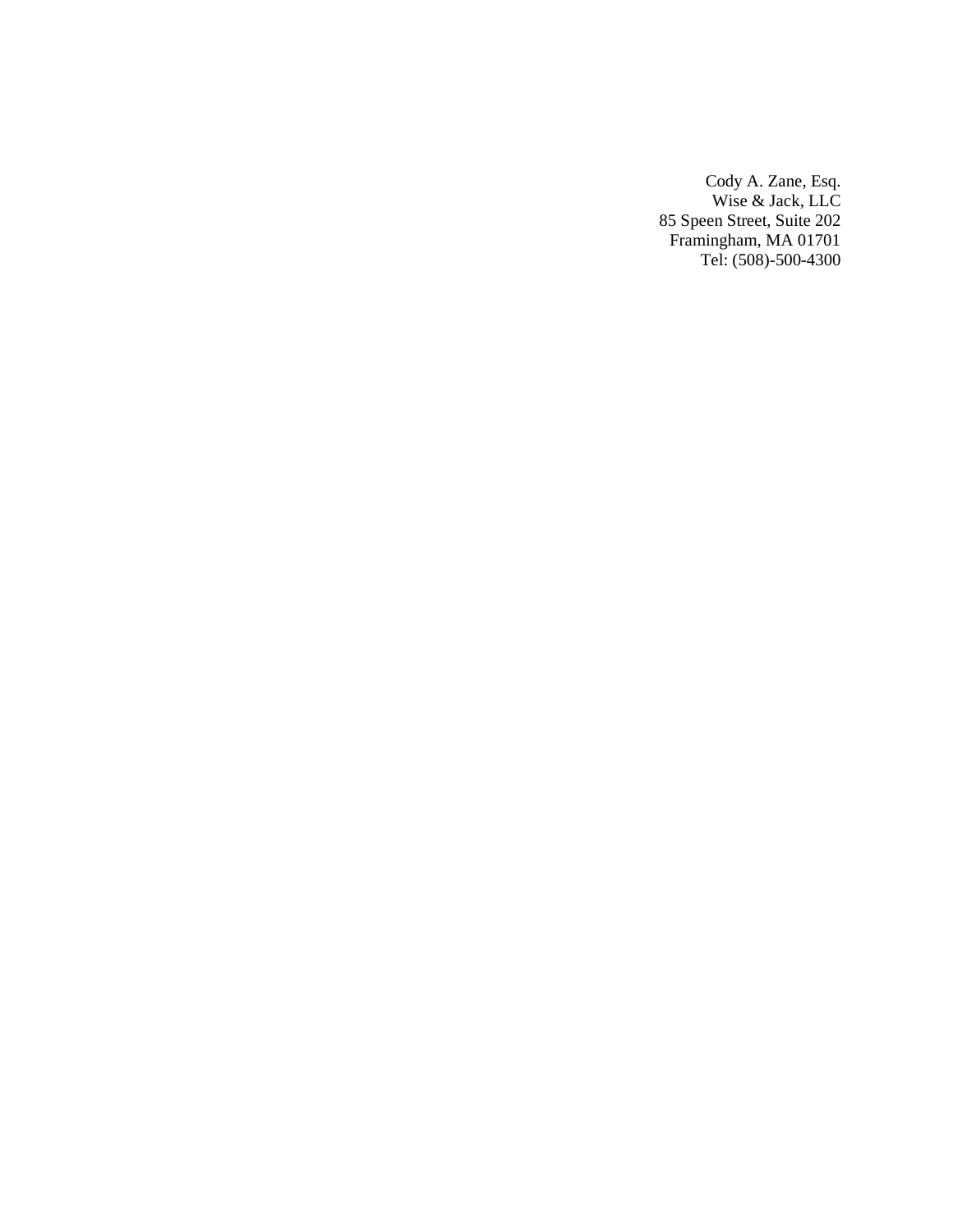Cody A. Zane, Esq.
Wise & Jack, LLC
85 Speen Street, Suite 202
Framingham, MA 01701
Tel: (508)-500-4300